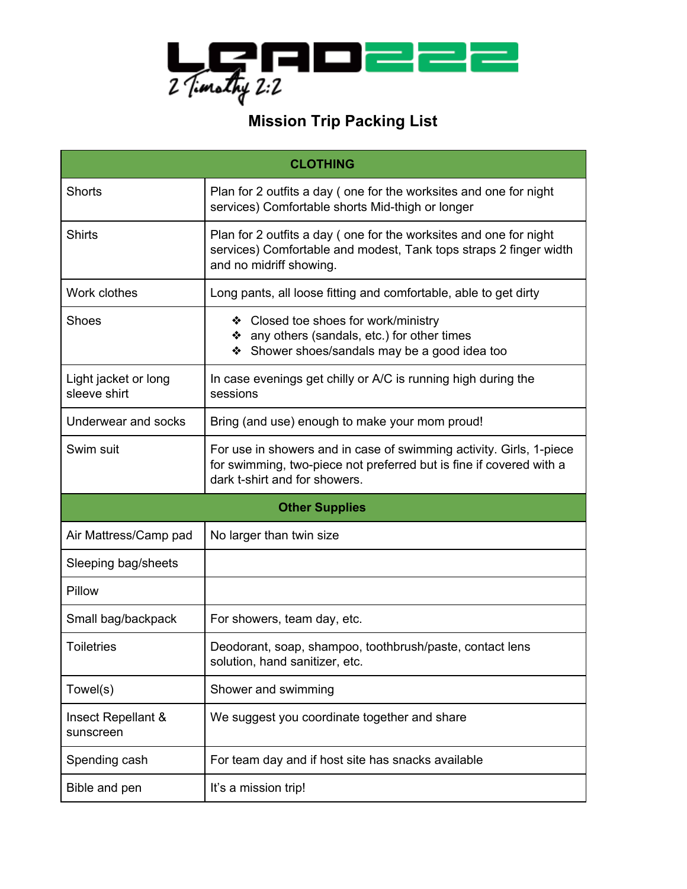# LEAD222

*2 Timothy 2:2*

## Mission Trip Packing List

| CLOTHING | |
|---|---|
| Shorts | Plan for 2 outfits a day ( one for the worksites and one for night services) Comfortable shorts Mid-thigh or longer |
| Shirts | Plan for 2 outfits a day ( one for the worksites and one for night services) Comfortable and modest, Tank tops straps 2 finger width and no midriff showing. |
| Work clothes | Long pants, all loose fitting and comfortable, able to get dirty |
| Shoes | ❖ Closed toe shoes for work/ministry<br>❖ any others (sandals, etc.) for other times<br>❖ Shower shoes/sandals may be a good idea too |
| Light jacket or long sleeve shirt | In case evenings get chilly or A/C is running high during the sessions |
| Underwear and socks | Bring (and use) enough to make your mom proud! |
| Swim suit | For use in showers and in case of swimming activity. Girls, 1-piece for swimming, two-piece not preferred but is fine if covered with a dark t-shirt and for showers. |
| **Other Supplies** | |
| Air Mattress/Camp pad | No larger than twin size |
| Sleeping bag/sheets | |
| Pillow | |
| Small bag/backpack | For showers, team day, etc. |
| Toiletries | Deodorant, soap, shampoo, toothbrush/paste, contact lens solution, hand sanitizer, etc. |
| Towel(s) | Shower and swimming |
| Insect Repellant & sunscreen | We suggest you coordinate together and share |
| Spending cash | For team day and if host site has snacks available |
| Bible and pen | It's a mission trip! |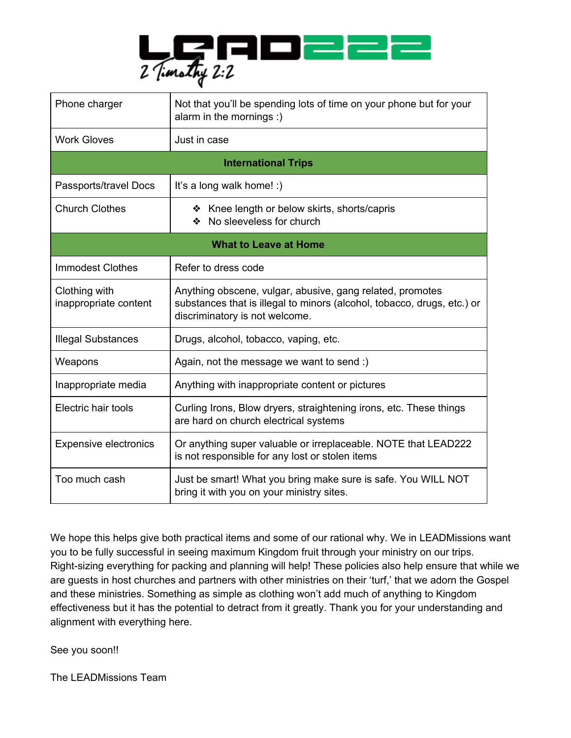| | |
|---|---|
| Phone charger | Not that you'll be spending lots of time on your phone but for your alarm in the mornings :) |
| Work Gloves | Just in case |
| **International Trips** | |
| Passports/travel Docs | It's a long walk home! :) |
| Church Clothes | ❖ Knee length or below skirts, shorts/capris<br>❖ No sleeveless for church |
| **What to Leave at Home** | |
| Immodest Clothes | Refer to dress code |
| Clothing with inappropriate content | Anything obscene, vulgar, abusive, gang related, promotes substances that is illegal to minors (alcohol, tobacco, drugs, etc.) or discriminatory is not welcome. |
| Illegal Substances | Drugs, alcohol, tobacco, vaping, etc. |
| Weapons | Again, not the message we want to send :) |
| Inappropriate media | Anything with inappropriate content or pictures |
| Electric hair tools | Curling Irons, Blow dryers, straightening irons, etc. These things are hard on church electrical systems |
| Expensive electronics | Or anything super valuable or irreplaceable. NOTE that LEAD222 is not responsible for any lost or stolen items |
| Too much cash | Just be smart! What you bring make sure is safe. You WILL NOT bring it with you on your ministry sites. |

We hope this helps give both practical items and some of our rational why. We in LEADMissions want you to be fully successful in seeing maximum Kingdom fruit through your ministry on our trips. Right-sizing everything for packing and planning will help! These policies also help ensure that while we are guests in host churches and partners with other ministries on their 'turf,' that we adorn the Gospel and these ministries. Something as simple as clothing won't add much of anything to Kingdom effectiveness but it has the potential to detract from it greatly. Thank you for your understanding and alignment with everything here.

See you soon!!

The LEADMissions Team